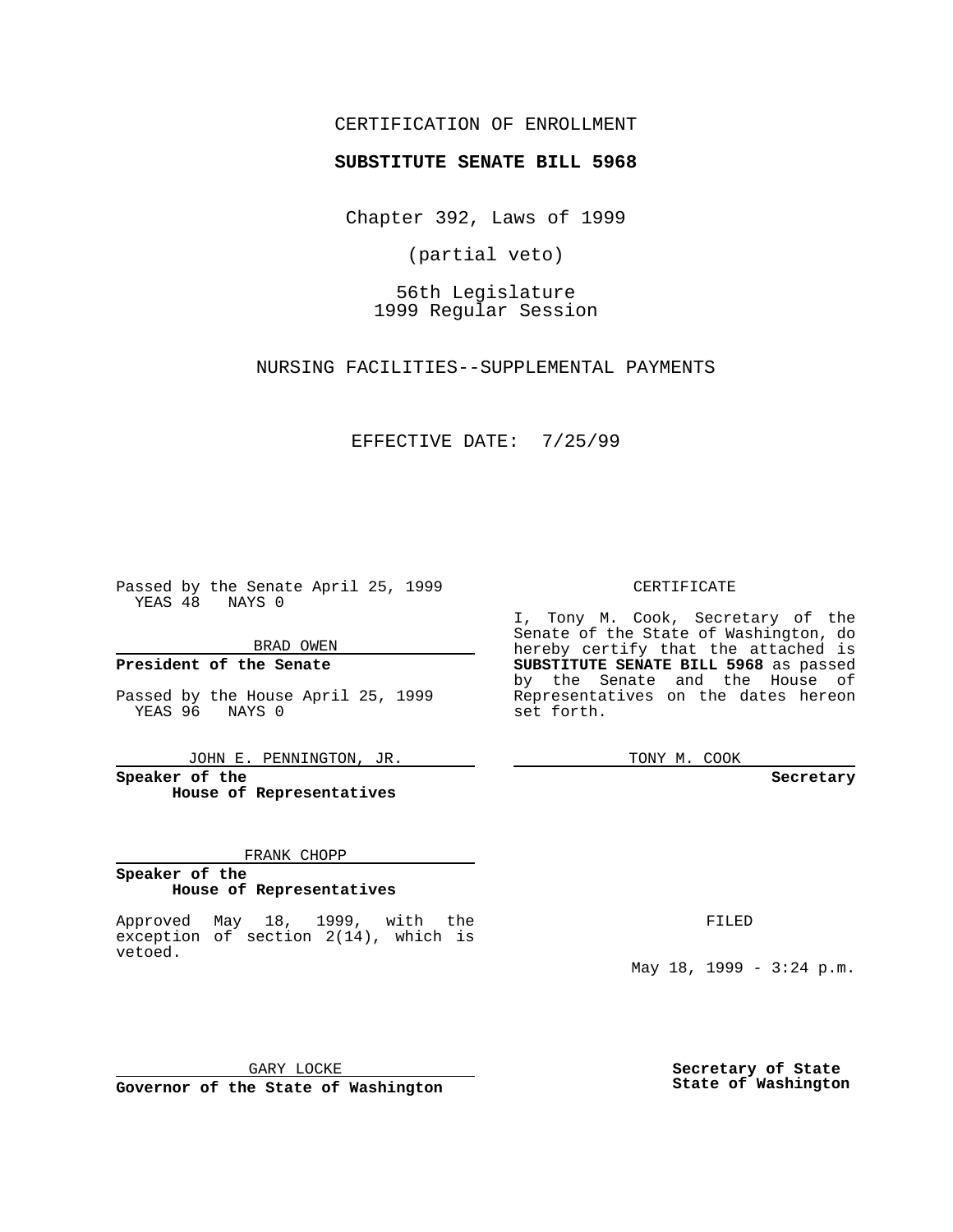CERTIFICATION OF ENROLLMENT

**SUBSTITUTE SENATE BILL 5968**

Chapter 392, Laws of 1999

(partial veto)

56th Legislature
1999 Regular Session

NURSING FACILITIES--SUPPLEMENTAL PAYMENTS

EFFECTIVE DATE: 7/25/99

Passed by the Senate April 25, 1999
YEAS 48 NAYS 0

BRAD OWEN

**President of the Senate**

Passed by the House April 25, 1999
YEAS 96 NAYS 0

JOHN E. PENNINGTON, JR.

**Speaker of the House of Representatives**

FRANK CHOPP

**Speaker of the House of Representatives**

Approved May 18, 1999, with the exception of section 2(14), which is vetoed.

GARY LOCKE

**Governor of the State of Washington**

CERTIFICATE

I, Tony M. Cook, Secretary of the Senate of the State of Washington, do hereby certify that the attached is **SUBSTITUTE SENATE BILL 5968** as passed by the Senate and the House of Representatives on the dates hereon set forth.

TONY M. COOK

**Secretary**

FILED

May 18, 1999 - 3:24 p.m.

**Secretary of State State of Washington**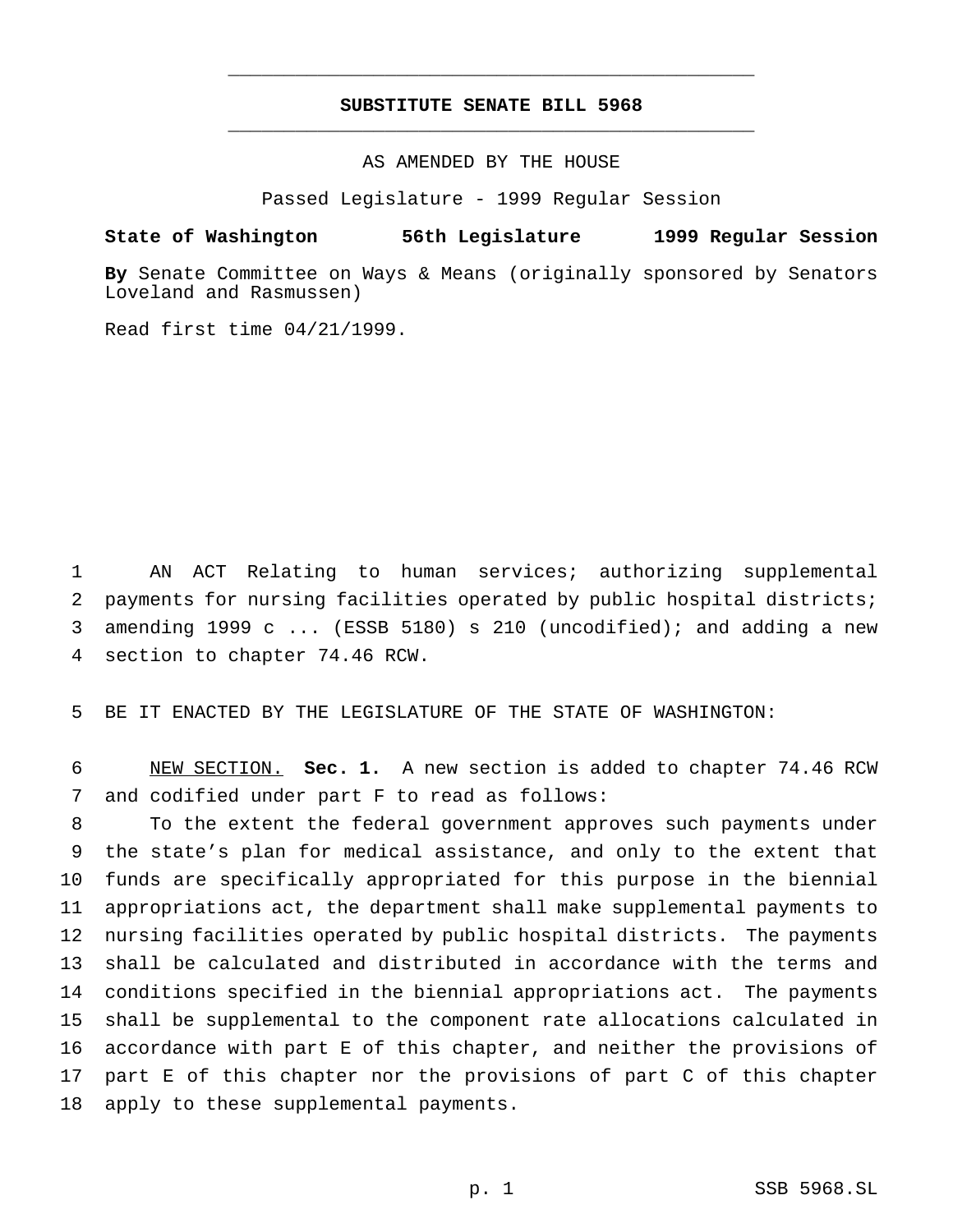# SUBSTITUTE SENATE BILL 5968

AS AMENDED BY THE HOUSE

Passed Legislature - 1999 Regular Session

**State of Washington 56th Legislature 1999 Regular Session**

**By** Senate Committee on Ways & Means (originally sponsored by Senators Loveland and Rasmussen)

Read first time 04/21/1999.

1 AN ACT Relating to human services; authorizing supplemental
2 payments for nursing facilities operated by public hospital districts;
3 amending 1999 c ... (ESSB 5180) s 210 (uncodified); and adding a new
4 section to chapter 74.46 RCW.

5 BE IT ENACTED BY THE LEGISLATURE OF THE STATE OF WASHINGTON:

6 NEW SECTION. **Sec. 1.** A new section is added to chapter 74.46 RCW
7 and codified under part F to read as follows:

8 To the extent the federal government approves such payments under
9 the state's plan for medical assistance, and only to the extent that
10 funds are specifically appropriated for this purpose in the biennial
11 appropriations act, the department shall make supplemental payments to
12 nursing facilities operated by public hospital districts. The payments
13 shall be calculated and distributed in accordance with the terms and
14 conditions specified in the biennial appropriations act. The payments
15 shall be supplemental to the component rate allocations calculated in
16 accordance with part E of this chapter, and neither the provisions of
17 part E of this chapter nor the provisions of part C of this chapter
18 apply to these supplemental payments.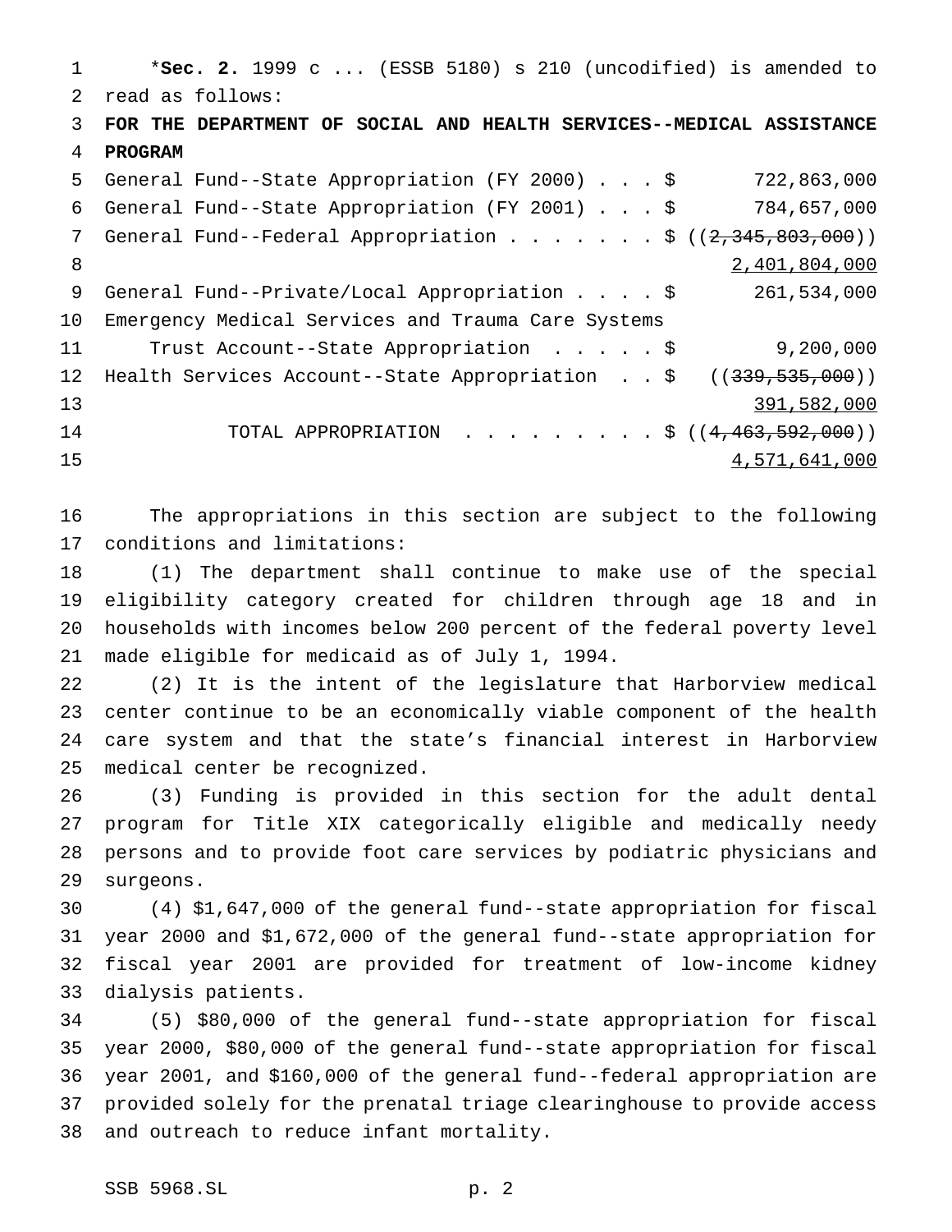*__Sec. 2.__ 1999 c ... (ESSB 5180) s 210 (uncodified) is amended to read as follows:

**FOR THE DEPARTMENT OF SOCIAL AND HEALTH SERVICES--MEDICAL ASSISTANCE PROGRAM**

| | |
|---|---|
| General Fund--State Appropriation (FY 2000) . . . $ | 722,863,000 |
| General Fund--State Appropriation (FY 2001) . . . $ | 784,657,000 |
| General Fund--Federal Appropriation . . . . . . . $ | ((~~2,345,803,000~~)) <u>2,401,804,000</u> |
| General Fund--Private/Local Appropriation . . . . $ | 261,534,000 |
| Emergency Medical Services and Trauma Care Systems Trust Account--State Appropriation . . . . . $ | 9,200,000 |
| Health Services Account--State Appropriation . . $ | ((~~339,535,000~~)) <u>391,582,000</u> |
| TOTAL APPROPRIATION . . . . . . . . . $ | ((~~4,463,592,000~~)) <u>4,571,641,000</u> |

The appropriations in this section are subject to the following conditions and limitations:

(1) The department shall continue to make use of the special eligibility category created for children through age 18 and in households with incomes below 200 percent of the federal poverty level made eligible for medicaid as of July 1, 1994.

(2) It is the intent of the legislature that Harborview medical center continue to be an economically viable component of the health care system and that the state's financial interest in Harborview medical center be recognized.

(3) Funding is provided in this section for the adult dental program for Title XIX categorically eligible and medically needy persons and to provide foot care services by podiatric physicians and surgeons.

(4) $1,647,000 of the general fund--state appropriation for fiscal year 2000 and $1,672,000 of the general fund--state appropriation for fiscal year 2001 are provided for treatment of low-income kidney dialysis patients.

(5) $80,000 of the general fund--state appropriation for fiscal year 2000, $80,000 of the general fund--state appropriation for fiscal year 2001, and $160,000 of the general fund--federal appropriation are provided solely for the prenatal triage clearinghouse to provide access and outreach to reduce infant mortality.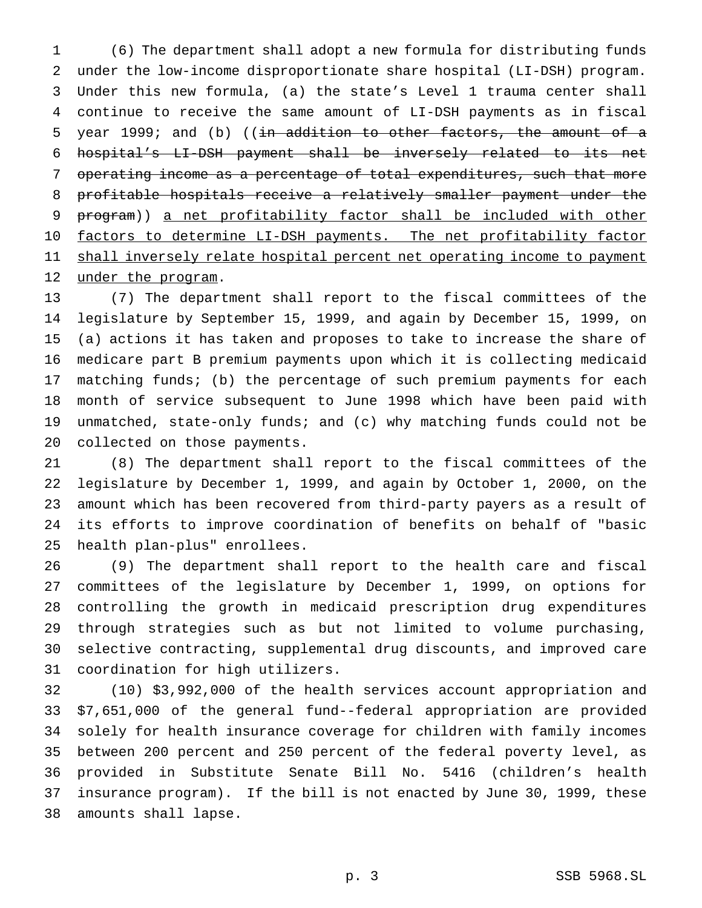(6) The department shall adopt a new formula for distributing funds under the low-income disproportionate share hospital (LI-DSH) program. Under this new formula, (a) the state's Level 1 trauma center shall continue to receive the same amount of LI-DSH payments as in fiscal year 1999; and (b) ((~~in addition to other factors, the amount of a hospital's LI-DSH payment shall be inversely related to its net operating income as a percentage of total expenditures, such that more profitable hospitals receive a relatively smaller payment under the program~~)) <u>a net profitability factor shall be included with other factors to determine LI-DSH payments. The net profitability factor shall inversely relate hospital percent net operating income to payment under the program</u>.

(7) The department shall report to the fiscal committees of the legislature by September 15, 1999, and again by December 15, 1999, on (a) actions it has taken and proposes to take to increase the share of medicare part B premium payments upon which it is collecting medicaid matching funds; (b) the percentage of such premium payments for each month of service subsequent to June 1998 which have been paid with unmatched, state-only funds; and (c) why matching funds could not be collected on those payments.

(8) The department shall report to the fiscal committees of the legislature by December 1, 1999, and again by October 1, 2000, on the amount which has been recovered from third-party payers as a result of its efforts to improve coordination of benefits on behalf of "basic health plan-plus" enrollees.

(9) The department shall report to the health care and fiscal committees of the legislature by December 1, 1999, on options for controlling the growth in medicaid prescription drug expenditures through strategies such as but not limited to volume purchasing, selective contracting, supplemental drug discounts, and improved care coordination for high utilizers.

(10) $3,992,000 of the health services account appropriation and $7,651,000 of the general fund--federal appropriation are provided solely for health insurance coverage for children with family incomes between 200 percent and 250 percent of the federal poverty level, as provided in Substitute Senate Bill No. 5416 (children's health insurance program). If the bill is not enacted by June 30, 1999, these amounts shall lapse.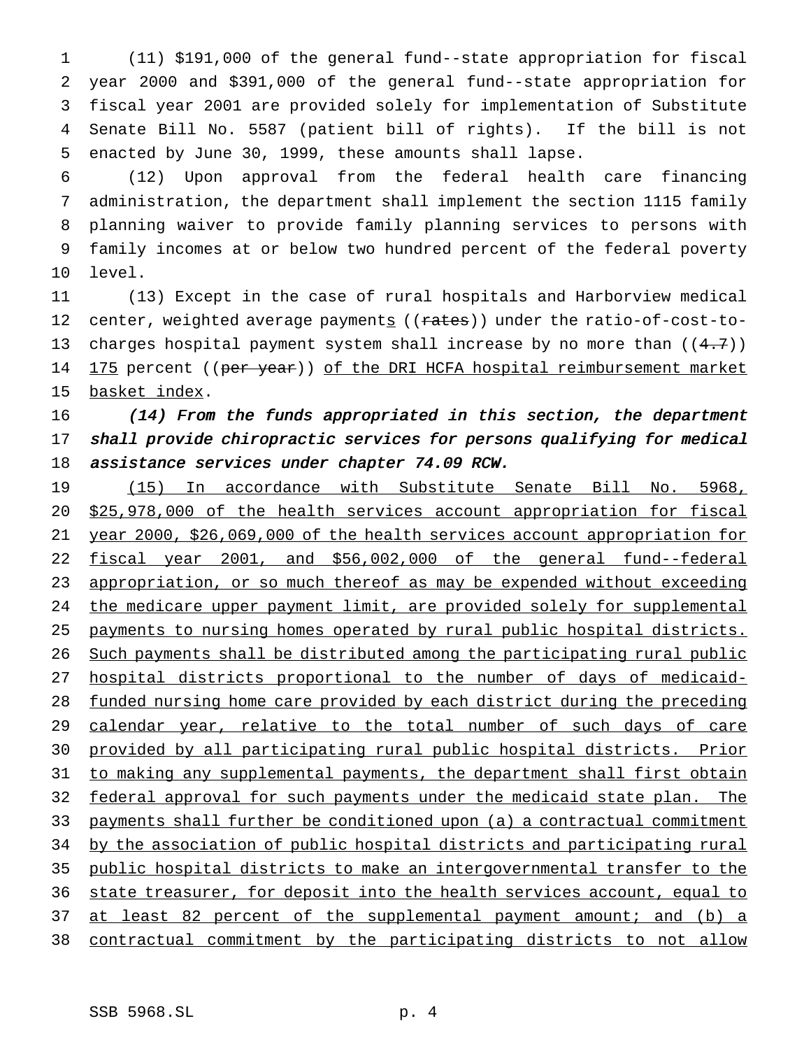(11) $191,000 of the general fund--state appropriation for fiscal year 2000 and $391,000 of the general fund--state appropriation for fiscal year 2001 are provided solely for implementation of Substitute Senate Bill No. 5587 (patient bill of rights). If the bill is not enacted by June 30, 1999, these amounts shall lapse.

(12) Upon approval from the federal health care financing administration, the department shall implement the section 1115 family planning waiver to provide family planning services to persons with family incomes at or below two hundred percent of the federal poverty level.

(13) Except in the case of rural hospitals and Harborview medical center, weighted average payment<u>s</u> ((~~rates~~)) under the ratio-of-cost-to-charges hospital payment system shall increase by no more than ((~~4.7~~)) <u>175</u> percent ((~~per year~~)) <u>of the DRI HCFA hospital reimbursement market basket index</u>.

*(14) From the funds appropriated in this section, the department shall provide chiropractic services for persons qualifying for medical assistance services under chapter 74.09 RCW.*

<u>(15) In accordance with Substitute Senate Bill No. 5968, $25,978,000 of the health services account appropriation for fiscal year 2000, $26,069,000 of the health services account appropriation for fiscal year 2001, and $56,002,000 of the general fund--federal appropriation, or so much thereof as may be expended without exceeding the medicare upper payment limit, are provided solely for supplemental payments to nursing homes operated by rural public hospital districts. Such payments shall be distributed among the participating rural public hospital districts proportional to the number of days of medicaid-funded nursing home care provided by each district during the preceding calendar year, relative to the total number of such days of care provided by all participating rural public hospital districts. Prior to making any supplemental payments, the department shall first obtain federal approval for such payments under the medicaid state plan. The payments shall further be conditioned upon (a) a contractual commitment by the association of public hospital districts and participating rural public hospital districts to make an intergovernmental transfer to the state treasurer, for deposit into the health services account, equal to at least 82 percent of the supplemental payment amount; and (b) a contractual commitment by the participating districts to not allow</u>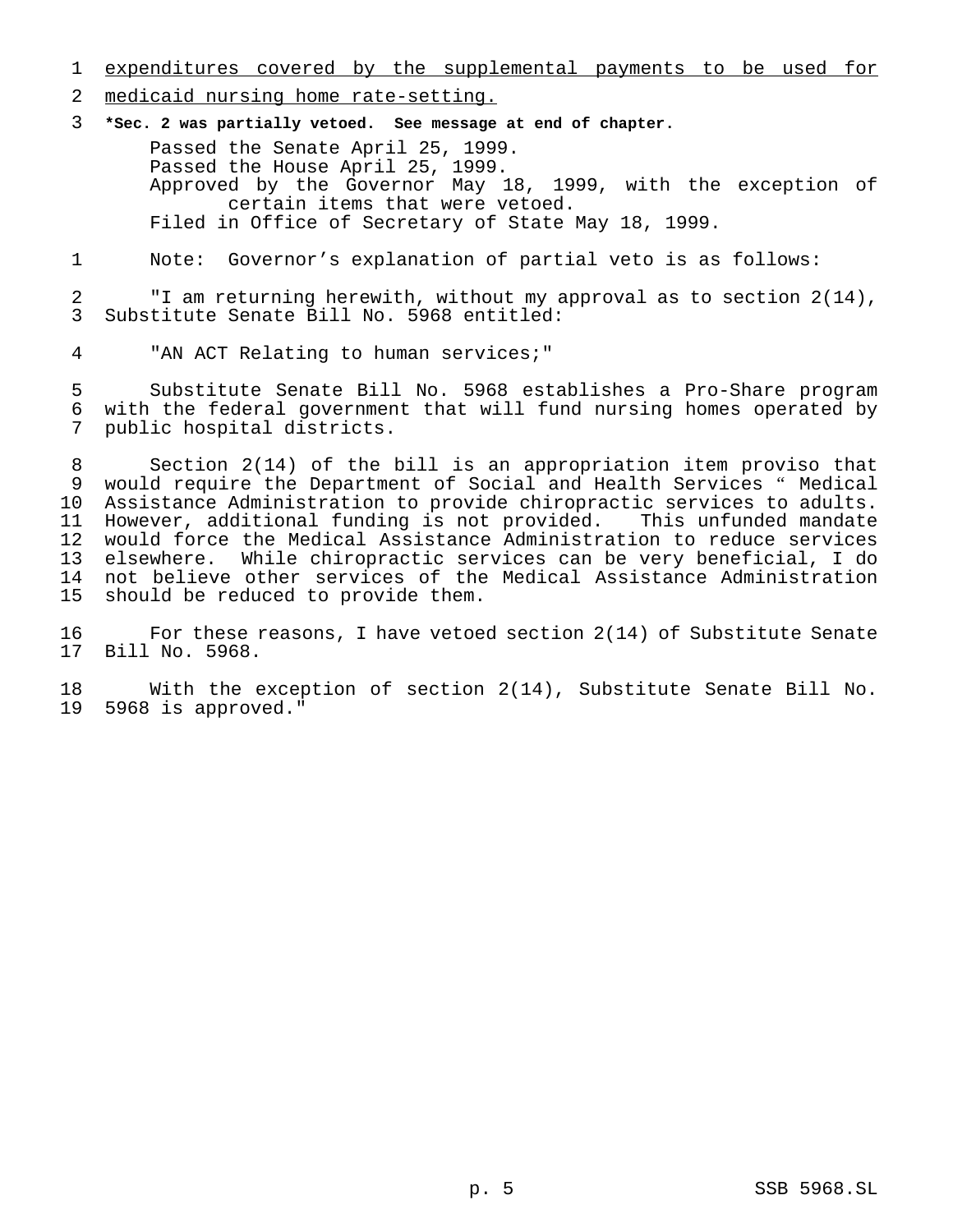<u>expenditures covered by the supplemental payments to be used for medicaid nursing home rate-setting.</u>

**\*Sec. 2 was partially vetoed. See message at end of chapter.**

Passed the Senate April 25, 1999.
Passed the House April 25, 1999.
Approved by the Governor May 18, 1999, with the exception of certain items that were vetoed.
Filed in Office of Secretary of State May 18, 1999.

Note: Governor's explanation of partial veto is as follows:

"I am returning herewith, without my approval as to section 2(14), Substitute Senate Bill No. 5968 entitled:

"AN ACT Relating to human services;"

Substitute Senate Bill No. 5968 establishes a Pro-Share program with the federal government that will fund nursing homes operated by public hospital districts.

Section 2(14) of the bill is an appropriation item proviso that would require the Department of Social and Health Services " Medical Assistance Administration to provide chiropractic services to adults. However, additional funding is not provided. This unfunded mandate would force the Medical Assistance Administration to reduce services elsewhere. While chiropractic services can be very beneficial, I do not believe other services of the Medical Assistance Administration should be reduced to provide them.

For these reasons, I have vetoed section 2(14) of Substitute Senate Bill No. 5968.

With the exception of section 2(14), Substitute Senate Bill No. 5968 is approved."